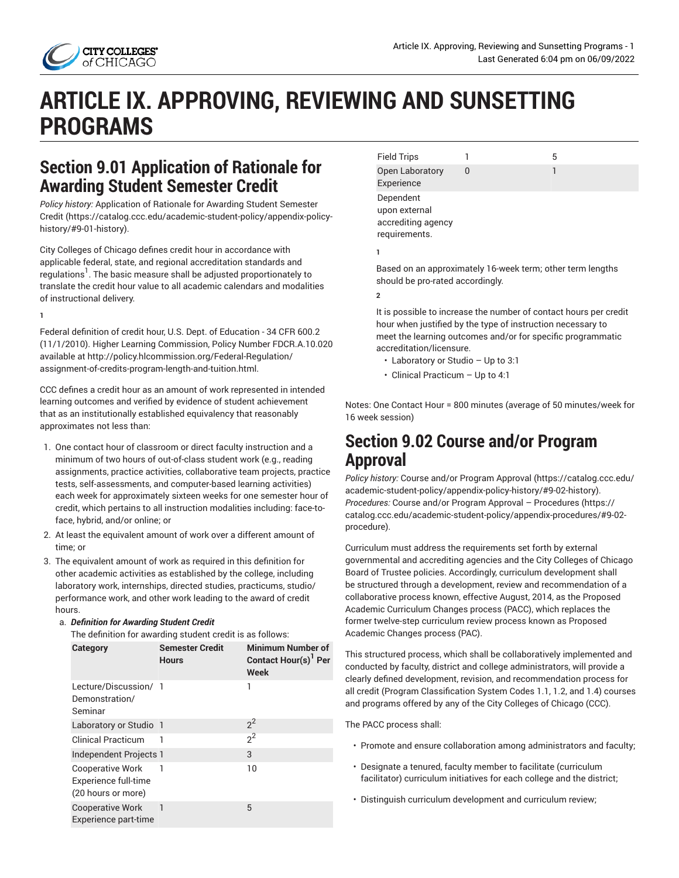# ARTICLE IX. APPROVING, REVIEWING AND SUNSETTING PROGRAMS

## Section 9.01 Application of Rationale for Awarding Student Semester Credit

*Policy history:* Application of Rationale for Awarding Student Semester Credit (https://catalog.ccc.edu/academic-student-policy/appendix-policy-history/#9-01-history).

City Colleges of Chicago defines credit hour in accordance with applicable federal, state, and regional accreditation standards and regulations[1]. The basic measure shall be adjusted proportionately to translate the credit hour value to all academic calendars and modalities of instructional delivery.

**1**

Federal definition of credit hour, U.S. Dept. of Education - 34 CFR 600.2 (11/1/2010). Higher Learning Commission, Policy Number FDCR.A.10.020 available at http://policy.hlcommission.org/Federal-Regulation/assignment-of-credits-program-length-and-tuition.html.

CCC defines a credit hour as an amount of work represented in intended learning outcomes and verified by evidence of student achievement that as an institutionally established equivalency that reasonably approximates not less than:

1. One contact hour of classroom or direct faculty instruction and a minimum of two hours of out-of-class student work (e.g., reading assignments, practice activities, collaborative team projects, practice tests, self-assessments, and computer-based learning activities) each week for approximately sixteen weeks for one semester hour of credit, which pertains to all instruction modalities including: face-to-face, hybrid, and/or online; or
2. At least the equivalent amount of work over a different amount of time; or
3. The equivalent amount of work as required in this definition for other academic activities as established by the college, including laboratory work, internships, directed studies, practicums, studio/performance work, and other work leading to the award of credit hours.
   a. ***Definition for Awarding Student Credit***
   The definition for awarding student credit is as follows:

| Category | Semester Credit Hours | Minimum Number of Contact Hour(s)[1] Per Week |
|---|---|---|
| Lecture/Discussion/ Demonstration/ Seminar | 1 | 1 |
| Laboratory or Studio | 1 | 2[2] |
| Clinical Practicum | 1 | 2[2] |
| Independent Projects | 1 | 3 |
| Cooperative Work Experience full-time (20 hours or more) | 1 | 10 |
| Cooperative Work Experience part-time | 1 | 5 |
| Field Trips | 1 | 5 |
| Open Laboratory Experience | 0 | 1 |
| Dependent upon external accrediting agency requirements. | | |

**1**

Based on an approximately 16-week term; other term lengths should be pro-rated accordingly.

**2**

It is possible to increase the number of contact hours per credit hour when justified by the type of instruction necessary to meet the learning outcomes and/or for specific programmatic accreditation/licensure.

- Laboratory or Studio – Up to 3:1
- Clinical Practicum – Up to 4:1

Notes: One Contact Hour = 800 minutes (average of 50 minutes/week for 16 week session)

## Section 9.02 Course and/or Program Approval

*Policy history:* Course and/or Program Approval (https://catalog.ccc.edu/academic-student-policy/appendix-policy-history/#9-02-history).
*Procedures:* Course and/or Program Approval – Procedures (https://catalog.ccc.edu/academic-student-policy/appendix-procedures/#9-02-procedure).

Curriculum must address the requirements set forth by external governmental and accrediting agencies and the City Colleges of Chicago Board of Trustee policies. Accordingly, curriculum development shall be structured through a development, review and recommendation of a collaborative process known, effective August, 2014, as the Proposed Academic Curriculum Changes process (PACC), which replaces the former twelve-step curriculum review process known as Proposed Academic Changes process (PAC).

This structured process, which shall be collaboratively implemented and conducted by faculty, district and college administrators, will provide a clearly defined development, revision, and recommendation process for all credit (Program Classification System Codes 1.1, 1.2, and 1.4) courses and programs offered by any of the City Colleges of Chicago (CCC).

The PACC process shall:

- Promote and ensure collaboration among administrators and faculty;
- Designate a tenured, faculty member to facilitate (curriculum facilitator) curriculum initiatives for each college and the district;
- Distinguish curriculum development and curriculum review;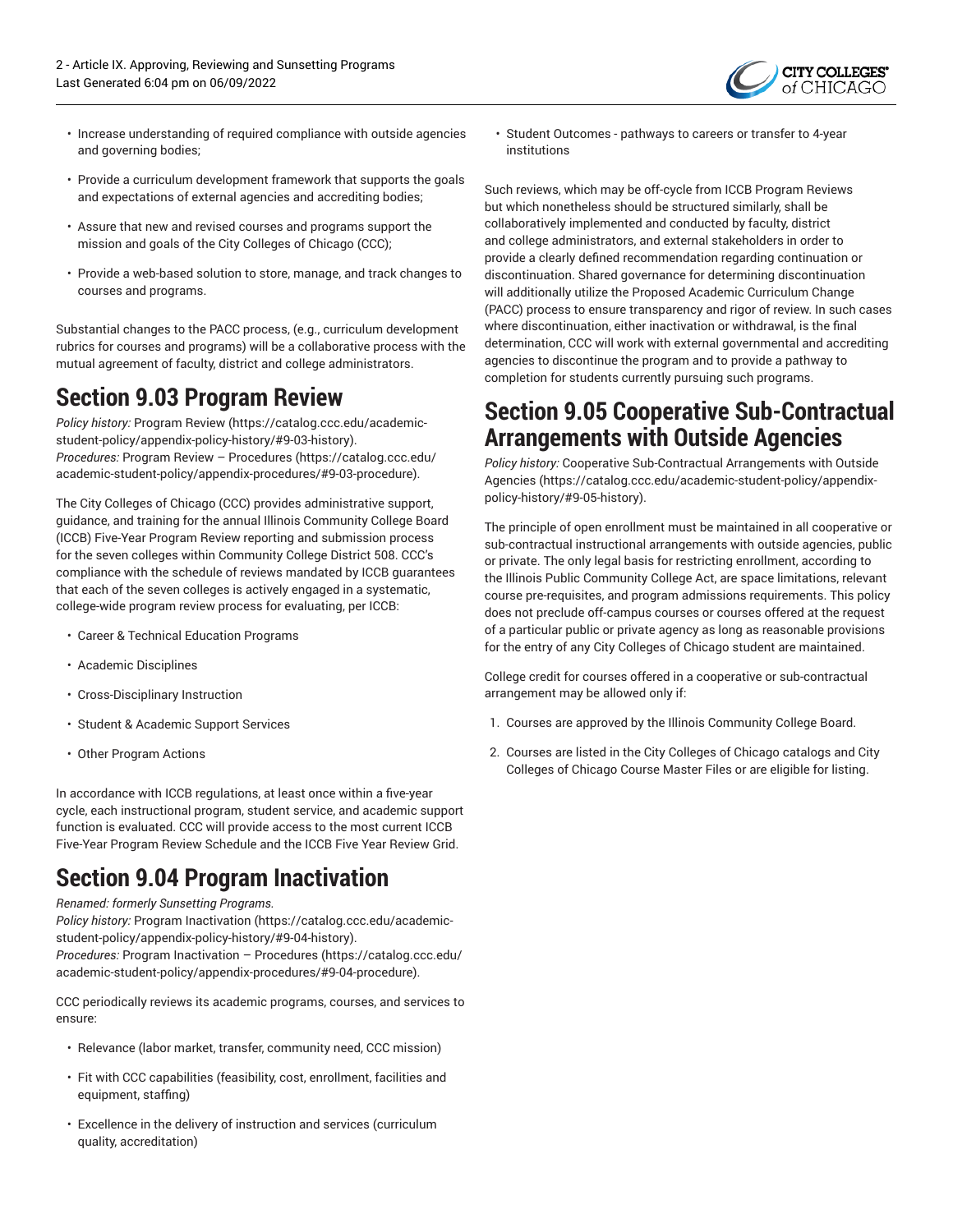- Increase understanding of required compliance with outside agencies and governing bodies;
- Provide a curriculum development framework that supports the goals and expectations of external agencies and accrediting bodies;
- Assure that new and revised courses and programs support the mission and goals of the City Colleges of Chicago (CCC);
- Provide a web-based solution to store, manage, and track changes to courses and programs.

Substantial changes to the PACC process, (e.g., curriculum development rubrics for courses and programs) will be a collaborative process with the mutual agreement of faculty, district and college administrators.

## Section 9.03 Program Review

*Policy history:* Program Review (https://catalog.ccc.edu/academic-student-policy/appendix-policy-history/#9-03-history).
*Procedures:* Program Review – Procedures (https://catalog.ccc.edu/academic-student-policy/appendix-procedures/#9-03-procedure).

The City Colleges of Chicago (CCC) provides administrative support, guidance, and training for the annual Illinois Community College Board (ICCB) Five-Year Program Review reporting and submission process for the seven colleges within Community College District 508. CCC's compliance with the schedule of reviews mandated by ICCB guarantees that each of the seven colleges is actively engaged in a systematic, college-wide program review process for evaluating, per ICCB:

- Career & Technical Education Programs
- Academic Disciplines
- Cross-Disciplinary Instruction
- Student & Academic Support Services
- Other Program Actions

In accordance with ICCB regulations, at least once within a five-year cycle, each instructional program, student service, and academic support function is evaluated. CCC will provide access to the most current ICCB Five-Year Program Review Schedule and the ICCB Five Year Review Grid.

## Section 9.04 Program Inactivation

*Renamed: formerly Sunsetting Programs.*
*Policy history:* Program Inactivation (https://catalog.ccc.edu/academic-student-policy/appendix-policy-history/#9-04-history).
*Procedures:* Program Inactivation – Procedures (https://catalog.ccc.edu/academic-student-policy/appendix-procedures/#9-04-procedure).

CCC periodically reviews its academic programs, courses, and services to ensure:

- Relevance (labor market, transfer, community need, CCC mission)
- Fit with CCC capabilities (feasibility, cost, enrollment, facilities and equipment, staffing)
- Excellence in the delivery of instruction and services (curriculum quality, accreditation)
- Student Outcomes - pathways to careers or transfer to 4-year institutions

Such reviews, which may be off-cycle from ICCB Program Reviews but which nonetheless should be structured similarly, shall be collaboratively implemented and conducted by faculty, district and college administrators, and external stakeholders in order to provide a clearly defined recommendation regarding continuation or discontinuation. Shared governance for determining discontinuation will additionally utilize the Proposed Academic Curriculum Change (PACC) process to ensure transparency and rigor of review. In such cases where discontinuation, either inactivation or withdrawal, is the final determination, CCC will work with external governmental and accrediting agencies to discontinue the program and to provide a pathway to completion for students currently pursuing such programs.

## Section 9.05 Cooperative Sub-Contractual Arrangements with Outside Agencies

*Policy history:* Cooperative Sub-Contractual Arrangements with Outside Agencies (https://catalog.ccc.edu/academic-student-policy/appendix-policy-history/#9-05-history).

The principle of open enrollment must be maintained in all cooperative or sub-contractual instructional arrangements with outside agencies, public or private. The only legal basis for restricting enrollment, according to the Illinois Public Community College Act, are space limitations, relevant course pre-requisites, and program admissions requirements. This policy does not preclude off-campus courses or courses offered at the request of a particular public or private agency as long as reasonable provisions for the entry of any City Colleges of Chicago student are maintained.

College credit for courses offered in a cooperative or sub-contractual arrangement may be allowed only if:

1. Courses are approved by the Illinois Community College Board.
2. Courses are listed in the City Colleges of Chicago catalogs and City Colleges of Chicago Course Master Files or are eligible for listing.